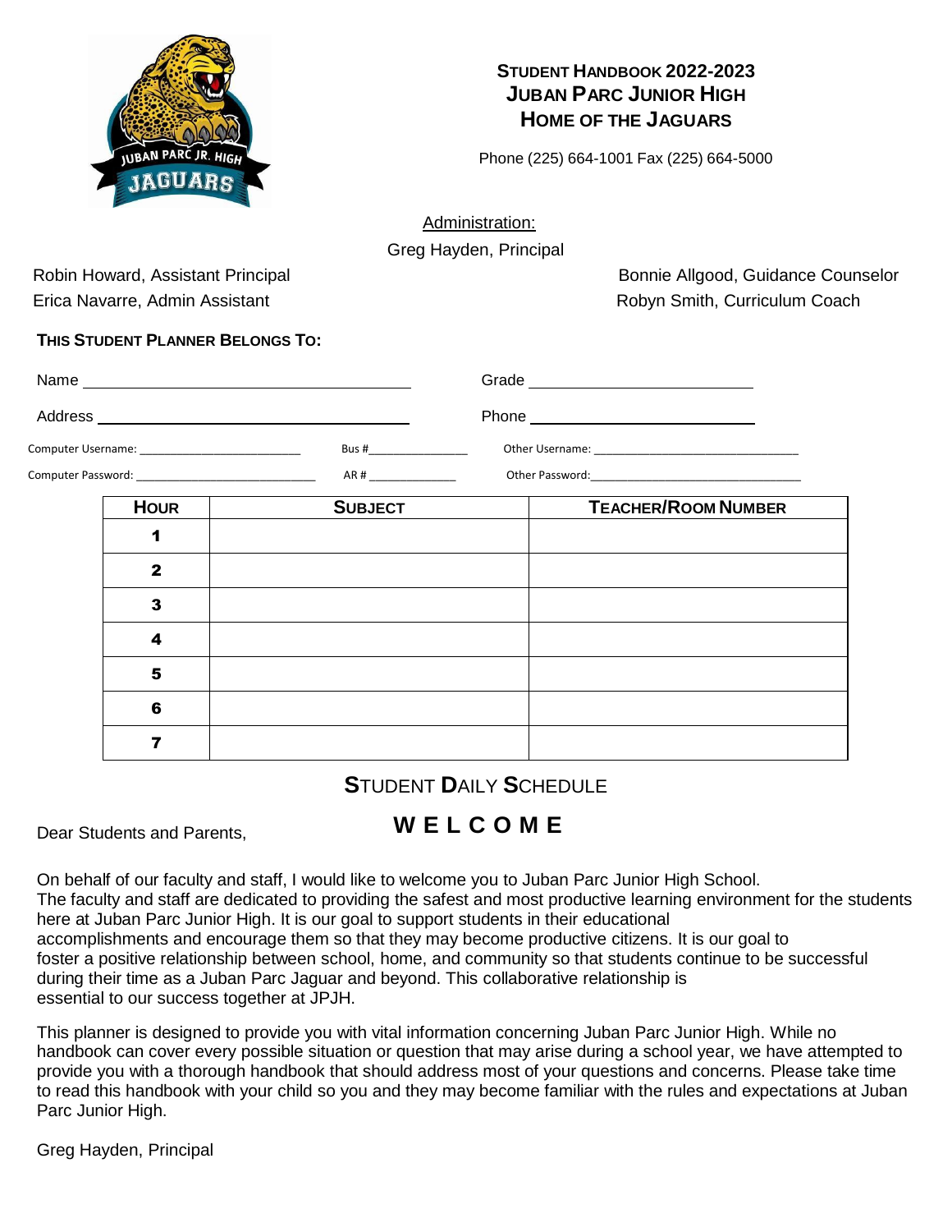# Student Handbook 2022-2023
## Juban Parc Junior High
## Home of the Jaguars

Phone (225) 664-1001 Fax (225) 664-5000

Administration:

Greg Hayden, Principal

Robin Howard, Assistant Principal

Erica Navarre, Admin Assistant

Bonnie Allgood, Guidance Counselor

Robyn Smith, Curriculum Coach

**THIS STUDENT PLANNER BELONGS TO:**

Name ______________________________ Grade ____________________

Address ______________________________ Phone ____________________

Computer Username: ____________________ Bus #____________ Other Username: ________________________

Computer Password: ______________________ AR # ___________ Other Password:________________________

| HOUR | SUBJECT | TEACHER/ROOM NUMBER |
|---|---|---|
| 1 | | |
| 2 | | |
| 3 | | |
| 4 | | |
| 5 | | |
| 6 | | |
| 7 | | |

STUDENT DAILY SCHEDULE

## W E L C O M E

Dear Students and Parents,

On behalf of our faculty and staff, I would like to welcome you to Juban Parc Junior High School. The faculty and staff are dedicated to providing the safest and most productive learning environment for the students here at Juban Parc Junior High. It is our goal to support students in their educational accomplishments and encourage them so that they may become productive citizens. It is our goal to foster a positive relationship between school, home, and community so that students continue to be successful during their time as a Juban Parc Jaguar and beyond. This collaborative relationship is essential to our success together at JPJH.

This planner is designed to provide you with vital information concerning Juban Parc Junior High. While no handbook can cover every possible situation or question that may arise during a school year, we have attempted to provide you with a thorough handbook that should address most of your questions and concerns. Please take time to read this handbook with your child so you and they may become familiar with the rules and expectations at Juban Parc Junior High.

Greg Hayden, Principal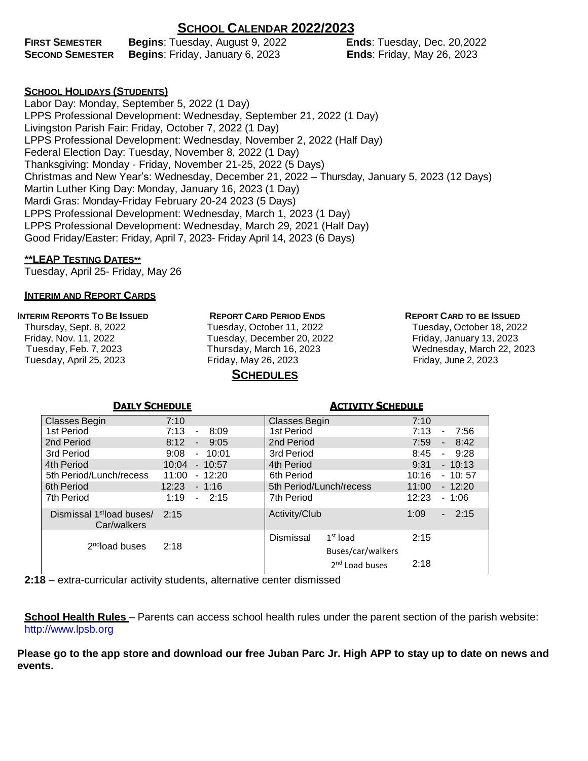# SCHOOL CALENDAR 2022/2023

| | | |
|---|---|---|
| **FIRST SEMESTER** | **Begins**: Tuesday, August 9, 2022 | **Ends**: Tuesday, Dec. 20,2022 |
| **SECOND SEMESTER** | **Begins**: Friday, January 6, 2023 | **Ends**: Friday, May 26, 2023 |

## SCHOOL HOLIDAYS (STUDENTS)

Labor Day: Monday, September 5, 2022 (1 Day)
LPPS Professional Development: Wednesday, September 21, 2022 (1 Day)
Livingston Parish Fair: Friday, October 7, 2022 (1 Day)
LPPS Professional Development: Wednesday, November 2, 2022 (Half Day)
Federal Election Day: Tuesday, November 8, 2022 (1 Day)
Thanksgiving: Monday - Friday, November 21-25, 2022 (5 Days)
Christmas and New Year's: Wednesday, December 21, 2022 – Thursday, January 5, 2023 (12 Days)
Martin Luther King Day: Monday, January 16, 2023 (1 Day)
Mardi Gras: Monday-Friday February 20-24 2023 (5 Days)
LPPS Professional Development: Wednesday, March 1, 2023 (1 Day)
LPPS Professional Development: Wednesday, March 29, 2021 (Half Day)
Good Friday/Easter: Friday, April 7, 2023- Friday April 14, 2023 (6 Days)

## **LEAP TESTING DATES**

Tuesday, April 25- Friday, May 26

## INTERIM AND REPORT CARDS

| INTERIM REPORTS TO BE ISSUED | REPORT CARD PERIOD ENDS | REPORT CARD TO BE ISSUED |
|---|---|---|
| Thursday, Sept. 8, 2022 | Tuesday, October 11, 2022 | Tuesday, October 18, 2022 |
| Friday, Nov. 11, 2022 | Tuesday, December 20, 2022 | Friday, January 13, 2023 |
| Tuesday, Feb. 7, 2023 | Thursday, March 16, 2023 | Wednesday, March 22, 2023 |
| Tuesday, April 25, 2023 | Friday, May 26, 2023 | Friday, June 2, 2023 |

## SCHEDULES

### DAILY SCHEDULE

| | |
|---|---|
| Classes Begin | 7:10 |
| 1st Period | 7:13 - 8:09 |
| 2nd Period | 8:12 - 9:05 |
| 3rd Period | 9:08 - 10:01 |
| 4th Period | 10:04 - 10:57 |
| 5th Period/Lunch/recess | 11:00 - 12:20 |
| 6th Period | 12:23 - 1:16 |
| 7th Period | 1:19 - 2:15 |
| Dismissal 1st load buses/ Car/walkers | 2:15 |
| 2nd load buses | 2:18 |

### ACTIVITY SCHEDULE

| | |
|---|---|
| Classes Begin | 7:10 |
| 1st Period | 7:13 - 7:56 |
| 2nd Period | 7:59 - 8:42 |
| 3rd Period | 8:45 - 9:28 |
| 4th Period | 9:31 - 10:13 |
| 6th Period | 10:16 - 10: 57 |
| 5th Period/Lunch/recess | 11:00 - 12:20 |
| 7th Period | 12:23 - 1:06 |
| Activity/Club | 1:09 - 2:15 |
| Dismissal 1st load Buses/car/walkers | 2:15 |
| 2nd Load buses | 2:18 |

**2:18** – extra-curricular activity students, alternative center dismissed

**School Health Rules** – Parents can access school health rules under the parent section of the parish website: http://www.lpsb.org

**Please go to the app store and download our free Juban Parc Jr. High APP to stay up to date on news and events.**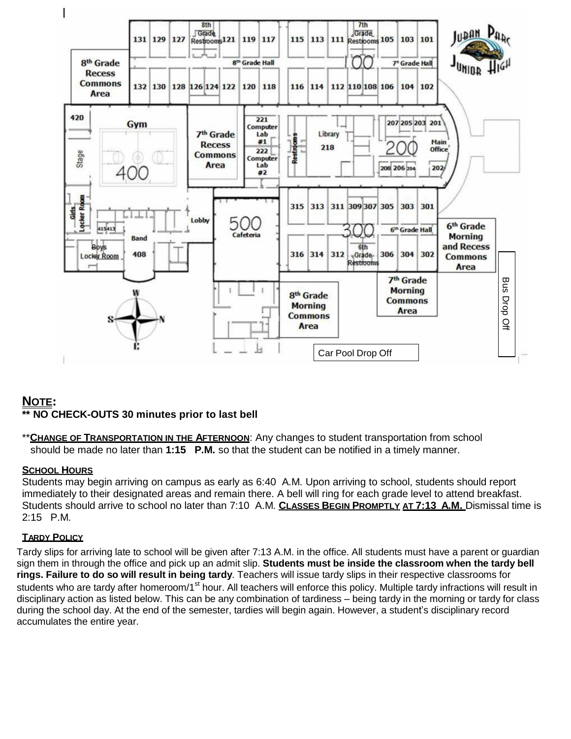## NOTE:

**\*\* NO CHECK-OUTS 30 minutes prior to last bell**

\*\***CHANGE OF TRANSPORTATION IN THE AFTERNOON**: Any changes to student transportation from school should be made no later than **1:15 P.M.** so that the student can be notified in a timely manner.

### SCHOOL HOURS

Students may begin arriving on campus as early as 6:40 A.M. Upon arriving to school, students should report immediately to their designated areas and remain there. A bell will ring for each grade level to attend breakfast. Students should arrive to school no later than 7:10 A.M. **CLASSES BEGIN PROMPTLY AT 7:13 A.M.** Dismissal time is 2:15 P.M.

### TARDY POLICY

Tardy slips for arriving late to school will be given after 7:13 A.M. in the office. All students must have a parent or guardian sign them in through the office and pick up an admit slip. **Students must be inside the classroom when the tardy bell rings. Failure to do so will result in being tardy**. Teachers will issue tardy slips in their respective classrooms for students who are tardy after homeroom/1st hour. All teachers will enforce this policy. Multiple tardy infractions will result in disciplinary action as listed below. This can be any combination of tardiness – being tardy in the morning or tardy for class during the school day. At the end of the semester, tardies will begin again. However, a student's disciplinary record accumulates the entire year.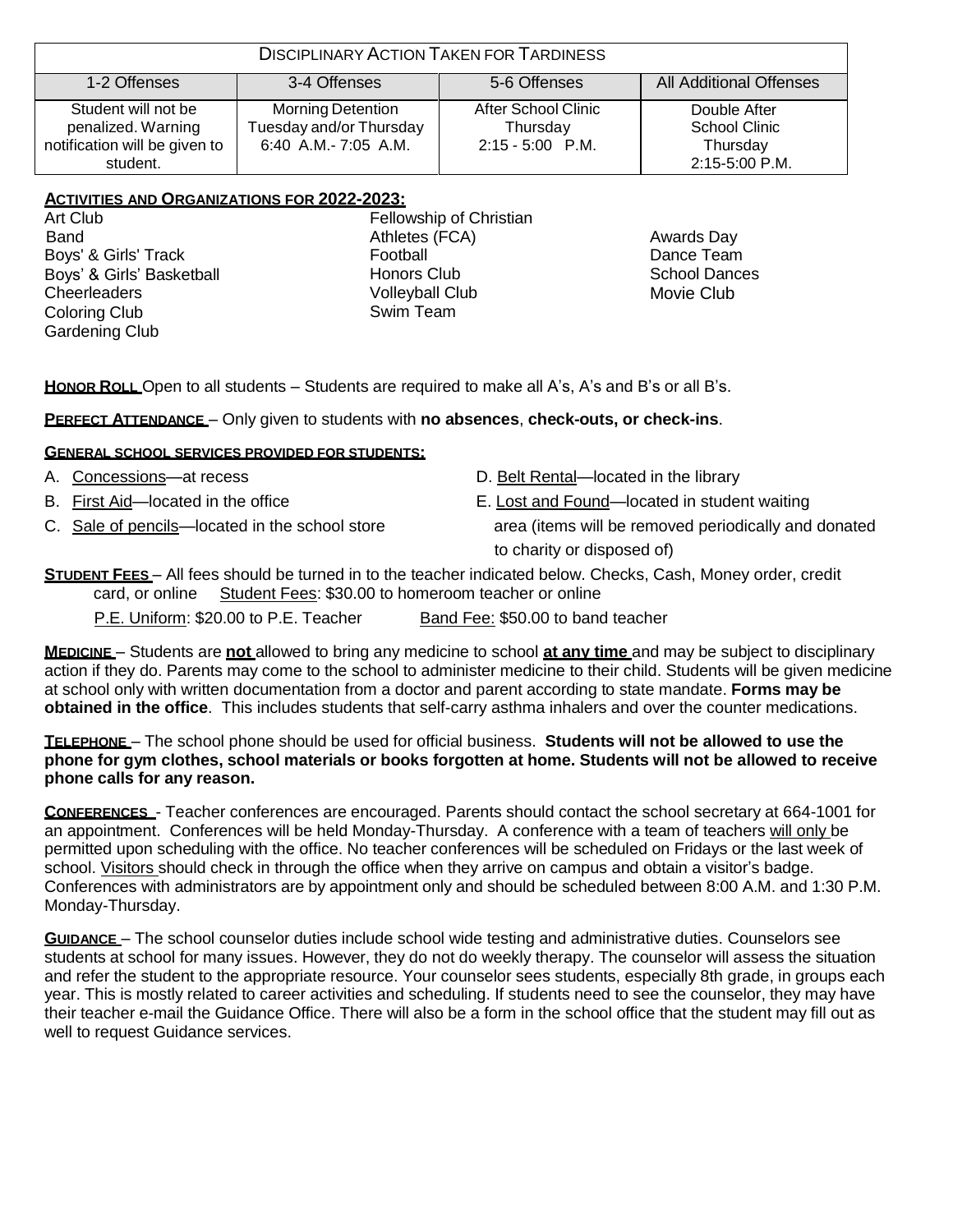| Disciplinary Action Taken for Tardiness | | | |
|---|---|---|---|
| 1-2 Offenses | 3-4 Offenses | 5-6 Offenses | All Additional Offenses |
| Student will not be penalized. Warning notification will be given to student. | Morning Detention Tuesday and/or Thursday 6:40 A.M.- 7:05 A.M. | After School Clinic Thursday 2:15 - 5:00 P.M. | Double After School Clinic Thursday 2:15-5:00 P.M. |

**Activities and Organizations for 2022-2023:**

Art Club
Band
Boys' & Girls' Track
Boys' & Girls' Basketball
Cheerleaders
Coloring Club
Gardening Club
Fellowship of Christian Athletes (FCA)
Football
Honors Club
Volleyball Club
Swim Team
Awards Day
Dance Team
School Dances
Movie Club

**Honor Roll** Open to all students – Students are required to make all A's, A's and B's or all B's.

**Perfect Attendance** – Only given to students with **no absences**, **check-outs, or check-ins**.

**General school services provided for students:**

A. Concessions—at recess
B. First Aid—located in the office
C. Sale of pencils—located in the school store
D. Belt Rental—located in the library
E. Lost and Found—located in student waiting area (items will be removed periodically and donated to charity or disposed of)

**Student Fees** – All fees should be turned in to the teacher indicated below. Checks, Cash, Money order, credit card, or online Student Fees: $30.00 to homeroom teacher or online

P.E. Uniform: $20.00 to P.E. Teacher    Band Fee: $50.00 to band teacher

**Medicine** – Students are **not** allowed to bring any medicine to school **at any time** and may be subject to disciplinary action if they do. Parents may come to the school to administer medicine to their child. Students will be given medicine at school only with written documentation from a doctor and parent according to state mandate. **Forms may be obtained in the office**. This includes students that self-carry asthma inhalers and over the counter medications.

**Telephone** – The school phone should be used for official business. **Students will not be allowed to use the phone for gym clothes, school materials or books forgotten at home. Students will not be allowed to receive phone calls for any reason.**

**Conferences** - Teacher conferences are encouraged. Parents should contact the school secretary at 664-1001 for an appointment. Conferences will be held Monday-Thursday. A conference with a team of teachers will only be permitted upon scheduling with the office. No teacher conferences will be scheduled on Fridays or the last week of school. Visitors should check in through the office when they arrive on campus and obtain a visitor's badge. Conferences with administrators are by appointment only and should be scheduled between 8:00 A.M. and 1:30 P.M. Monday-Thursday.

**Guidance** – The school counselor duties include school wide testing and administrative duties. Counselors see students at school for many issues. However, they do not do weekly therapy. The counselor will assess the situation and refer the student to the appropriate resource. Your counselor sees students, especially 8th grade, in groups each year. This is mostly related to career activities and scheduling. If students need to see the counselor, they may have their teacher e-mail the Guidance Office. There will also be a form in the school office that the student may fill out as well to request Guidance services.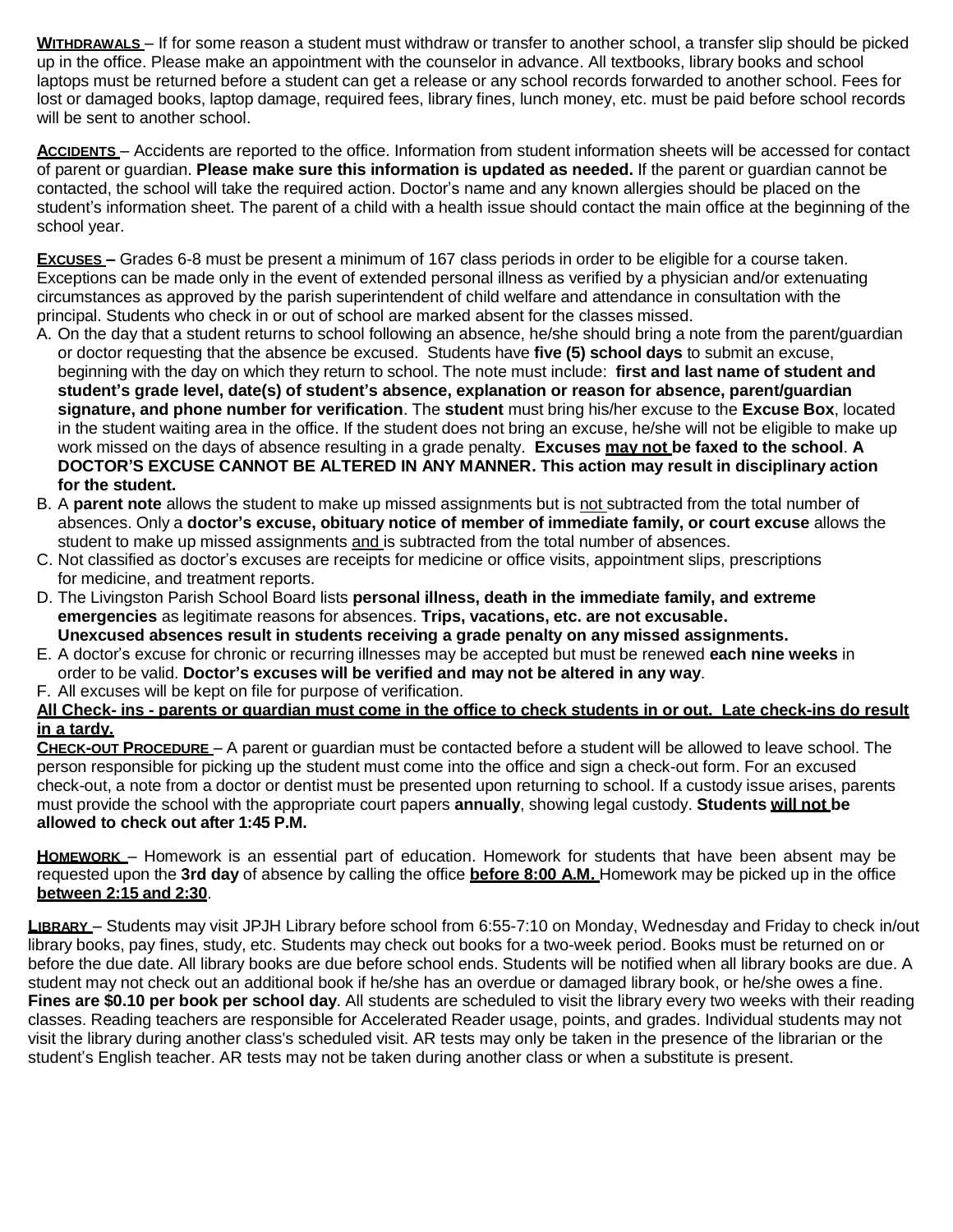**<u>WITHDRAWALS</u>** – If for some reason a student must withdraw or transfer to another school, a transfer slip should be picked up in the office. Please make an appointment with the counselor in advance. All textbooks, library books and school laptops must be returned before a student can get a release or any school records forwarded to another school. Fees for lost or damaged books, laptop damage, required fees, library fines, lunch money, etc. must be paid before school records will be sent to another school.

**<u>ACCIDENTS</u>** – Accidents are reported to the office. Information from student information sheets will be accessed for contact of parent or guardian. **Please make sure this information is updated as needed.** If the parent or guardian cannot be contacted, the school will take the required action. Doctor's name and any known allergies should be placed on the student's information sheet. The parent of a child with a health issue should contact the main office at the beginning of the school year.

**<u>EXCUSES</u> –** Grades 6-8 must be present a minimum of 167 class periods in order to be eligible for a course taken. Exceptions can be made only in the event of extended personal illness as verified by a physician and/or extenuating circumstances as approved by the parish superintendent of child welfare and attendance in consultation with the principal. Students who check in or out of school are marked absent for the classes missed.

A. On the day that a student returns to school following an absence, he/she should bring a note from the parent/guardian or doctor requesting that the absence be excused. Students have **five (5) school days** to submit an excuse, beginning with the day on which they return to school. The note must include: **first and last name of student and student's grade level, date(s) of student's absence, explanation or reason for absence, parent/guardian signature, and phone number for verification**. The **student** must bring his/her excuse to the **Excuse Box**, located in the student waiting area in the office. If the student does not bring an excuse, he/she will not be eligible to make up work missed on the days of absence resulting in a grade penalty. **Excuses <u>may not</u> be faxed to the school**. **A DOCTOR'S EXCUSE CANNOT BE ALTERED IN ANY MANNER. This action may result in disciplinary action for the student.**
B. A **parent note** allows the student to make up missed assignments but is <u>not</u> subtracted from the total number of absences. Only a **doctor's excuse, obituary notice of member of immediate family, or court excuse** allows the student to make up missed assignments <u>and</u> is subtracted from the total number of absences.
C. Not classified as doctor's excuses are receipts for medicine or office visits, appointment slips, prescriptions for medicine, and treatment reports.
D. The Livingston Parish School Board lists **personal illness, death in the immediate family, and extreme emergencies** as legitimate reasons for absences. **Trips, vacations, etc. are not excusable. Unexcused absences result in students receiving a grade penalty on any missed assignments.**
E. A doctor's excuse for chronic or recurring illnesses may be accepted but must be renewed **each nine weeks** in order to be valid. **Doctor's excuses will be verified and may not be altered in any way**.
F. All excuses will be kept on file for purpose of verification.

**<u>All Check- ins - parents or guardian must come in the office to check students in or out. Late check-ins do result in a tardy.</u>**

**<u>CHECK-OUT PROCEDURE</u>** – A parent or guardian must be contacted before a student will be allowed to leave school. The person responsible for picking up the student must come into the office and sign a check-out form. For an excused check-out, a note from a doctor or dentist must be presented upon returning to school. If a custody issue arises, parents must provide the school with the appropriate court papers **annually**, showing legal custody. **Students <u>will not</u> be allowed to check out after 1:45 P.M.**

**<u>HOMEWORK</u>** – Homework is an essential part of education. Homework for students that have been absent may be requested upon the **3rd day** of absence by calling the office **<u>before 8:00 A.M.</u>** Homework may be picked up in the office **<u>between 2:15 and 2:30</u>**.

**<u>LIBRARY</u>** – Students may visit JPJH Library before school from 6:55-7:10 on Monday, Wednesday and Friday to check in/out library books, pay fines, study, etc. Students may check out books for a two-week period. Books must be returned on or before the due date. All library books are due before school ends. Students will be notified when all library books are due. A student may not check out an additional book if he/she has an overdue or damaged library book, or he/she owes a fine. **Fines are $0.10 per book per school day**. All students are scheduled to visit the library every two weeks with their reading classes. Reading teachers are responsible for Accelerated Reader usage, points, and grades. Individual students may not visit the library during another class's scheduled visit. AR tests may only be taken in the presence of the librarian or the student's English teacher. AR tests may not be taken during another class or when a substitute is present.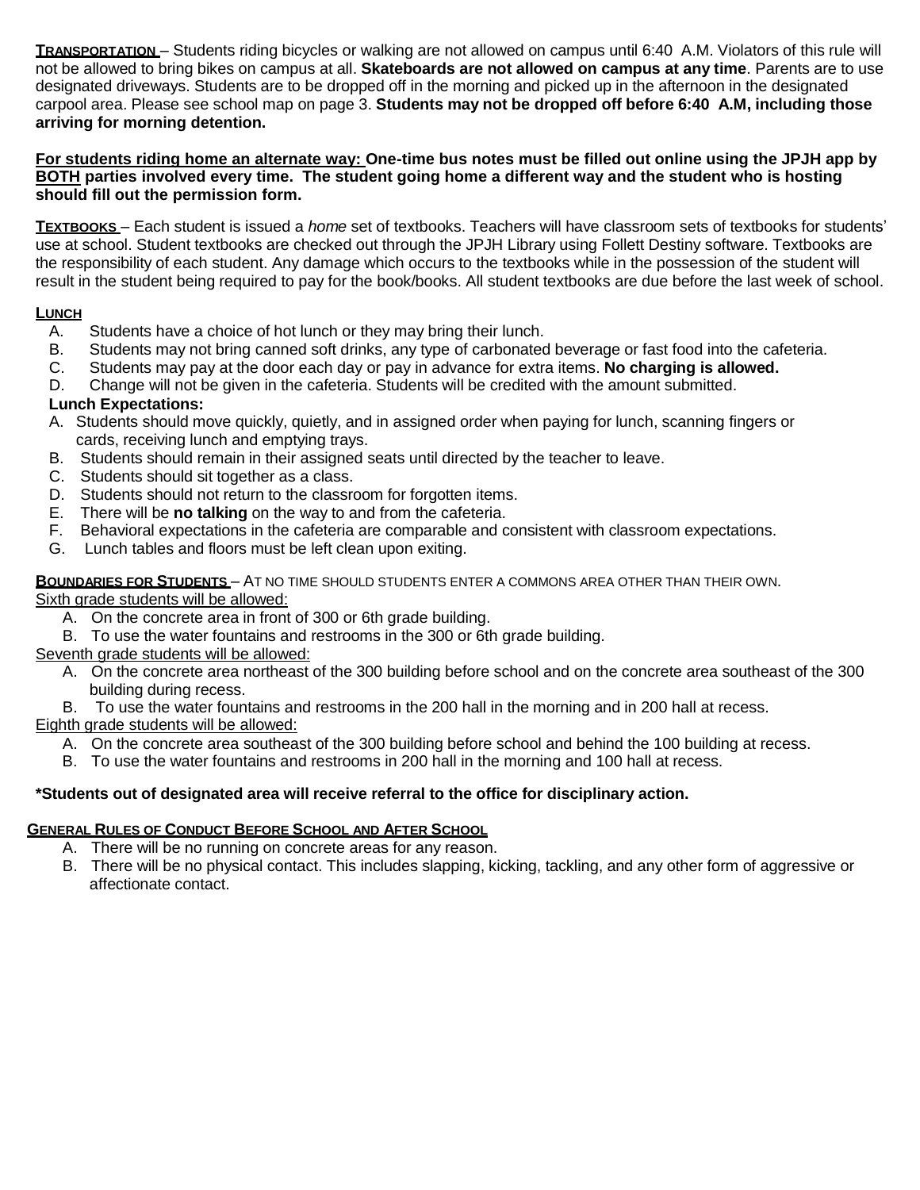**TRANSPORTATION** – Students riding bicycles or walking are not allowed on campus until 6:40 A.M. Violators of this rule will not be allowed to bring bikes on campus at all. **Skateboards are not allowed on campus at any time**. Parents are to use designated driveways. Students are to be dropped off in the morning and picked up in the afternoon in the designated carpool area. Please see school map on page 3. **Students may not be dropped off before 6:40 A.M, including those arriving for morning detention.**

**For students riding home an alternate way: One-time bus notes must be filled out online using the JPJH app by BOTH parties involved every time. The student going home a different way and the student who is hosting should fill out the permission form.**

**TEXTBOOKS** – Each student is issued a *home* set of textbooks. Teachers will have classroom sets of textbooks for students' use at school. Student textbooks are checked out through the JPJH Library using Follett Destiny software. Textbooks are the responsibility of each student. Any damage which occurs to the textbooks while in the possession of the student will result in the student being required to pay for the book/books. All student textbooks are due before the last week of school.

**LUNCH**

A. Students have a choice of hot lunch or they may bring their lunch.
B. Students may not bring canned soft drinks, any type of carbonated beverage or fast food into the cafeteria.
C. Students may pay at the door each day or pay in advance for extra items. **No charging is allowed.**
D. Change will not be given in the cafeteria. Students will be credited with the amount submitted.

**Lunch Expectations:**

A. Students should move quickly, quietly, and in assigned order when paying for lunch, scanning fingers or cards, receiving lunch and emptying trays.
B. Students should remain in their assigned seats until directed by the teacher to leave.
C. Students should sit together as a class.
D. Students should not return to the classroom for forgotten items.
E. There will be **no talking** on the way to and from the cafeteria.
F. Behavioral expectations in the cafeteria are comparable and consistent with classroom expectations.
G. Lunch tables and floors must be left clean upon exiting.

**BOUNDARIES FOR STUDENTS** – AT NO TIME SHOULD STUDENTS ENTER A COMMONS AREA OTHER THAN THEIR OWN.

Sixth grade students will be allowed:

A. On the concrete area in front of 300 or 6th grade building.
B. To use the water fountains and restrooms in the 300 or 6th grade building.

Seventh grade students will be allowed:

A. On the concrete area northeast of the 300 building before school and on the concrete area southeast of the 300 building during recess.
B. To use the water fountains and restrooms in the 200 hall in the morning and in 200 hall at recess.

Eighth grade students will be allowed:

A. On the concrete area southeast of the 300 building before school and behind the 100 building at recess.
B. To use the water fountains and restrooms in 200 hall in the morning and 100 hall at recess.

**\*Students out of designated area will receive referral to the office for disciplinary action.**

**GENERAL RULES OF CONDUCT BEFORE SCHOOL AND AFTER SCHOOL**

A. There will be no running on concrete areas for any reason.
B. There will be no physical contact. This includes slapping, kicking, tackling, and any other form of aggressive or affectionate contact.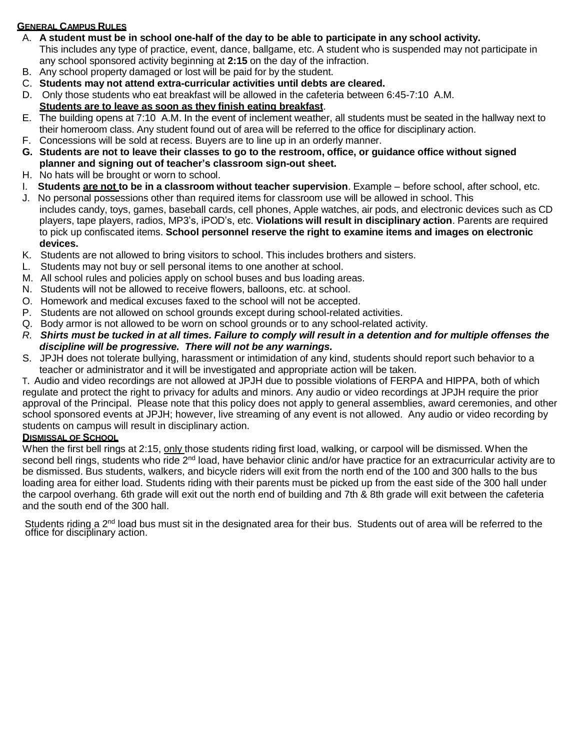## General Campus Rules

A. **A student must be in school one-half of the day to be able to participate in any school activity.** This includes any type of practice, event, dance, ballgame, etc. A student who is suspended may not participate in any school sponsored activity beginning at **2:15** on the day of the infraction.

B. Any school property damaged or lost will be paid for by the student.

C. **Students may not attend extra-curricular activities until debts are cleared.**

D. Only those students who eat breakfast will be allowed in the cafeteria between 6:45-7:10 A.M. **Students are to leave as soon as they finish eating breakfast**.

E. The building opens at 7:10 A.M. In the event of inclement weather, all students must be seated in the hallway next to their homeroom class. Any student found out of area will be referred to the office for disciplinary action.

F. Concessions will be sold at recess. Buyers are to line up in an orderly manner.

**G. Students are not to leave their classes to go to the restroom, office, or guidance office without signed planner and signing out of teacher's classroom sign-out sheet.**

H. No hats will be brought or worn to school.

I. **Students are not to be in a classroom without teacher supervision**. Example – before school, after school, etc.

J. No personal possessions other than required items for classroom use will be allowed in school. This includes candy, toys, games, baseball cards, cell phones, Apple watches, air pods, and electronic devices such as CD players, tape players, radios, MP3's, iPOD's, etc. **Violations will result in disciplinary action**. Parents are required to pick up confiscated items. **School personnel reserve the right to examine items and images on electronic devices.**

K. Students are not allowed to bring visitors to school. This includes brothers and sisters.

L. Students may not buy or sell personal items to one another at school.

M. All school rules and policies apply on school buses and bus loading areas.

N. Students will not be allowed to receive flowers, balloons, etc. at school.

O. Homework and medical excuses faxed to the school will not be accepted.

P. Students are not allowed on school grounds except during school-related activities.

Q. Body armor is not allowed to be worn on school grounds or to any school-related activity.

*R.* ***Shirts must be tucked in at all times. Failure to comply will result in a detention and for multiple offenses the discipline will be progressive. There will not be any warnings.***

S. JPJH does not tolerate bullying, harassment or intimidation of any kind, students should report such behavior to a teacher or administrator and it will be investigated and appropriate action will be taken.

T. Audio and video recordings are not allowed at JPJH due to possible violations of FERPA and HIPPA, both of which regulate and protect the right to privacy for adults and minors. Any audio or video recordings at JPJH require the prior approval of the Principal. Please note that this policy does not apply to general assemblies, award ceremonies, and other school sponsored events at JPJH; however, live streaming of any event is not allowed. Any audio or video recording by students on campus will result in disciplinary action.

## Dismissal of School

When the first bell rings at 2:15, only those students riding first load, walking, or carpool will be dismissed. When the second bell rings, students who ride 2nd load, have behavior clinic and/or have practice for an extracurricular activity are to be dismissed. Bus students, walkers, and bicycle riders will exit from the north end of the 100 and 300 halls to the bus loading area for either load. Students riding with their parents must be picked up from the east side of the 300 hall under the carpool overhang. 6th grade will exit out the north end of building and 7th & 8th grade will exit between the cafeteria and the south end of the 300 hall.

Students riding a 2nd load bus must sit in the designated area for their bus. Students out of area will be referred to the office for disciplinary action.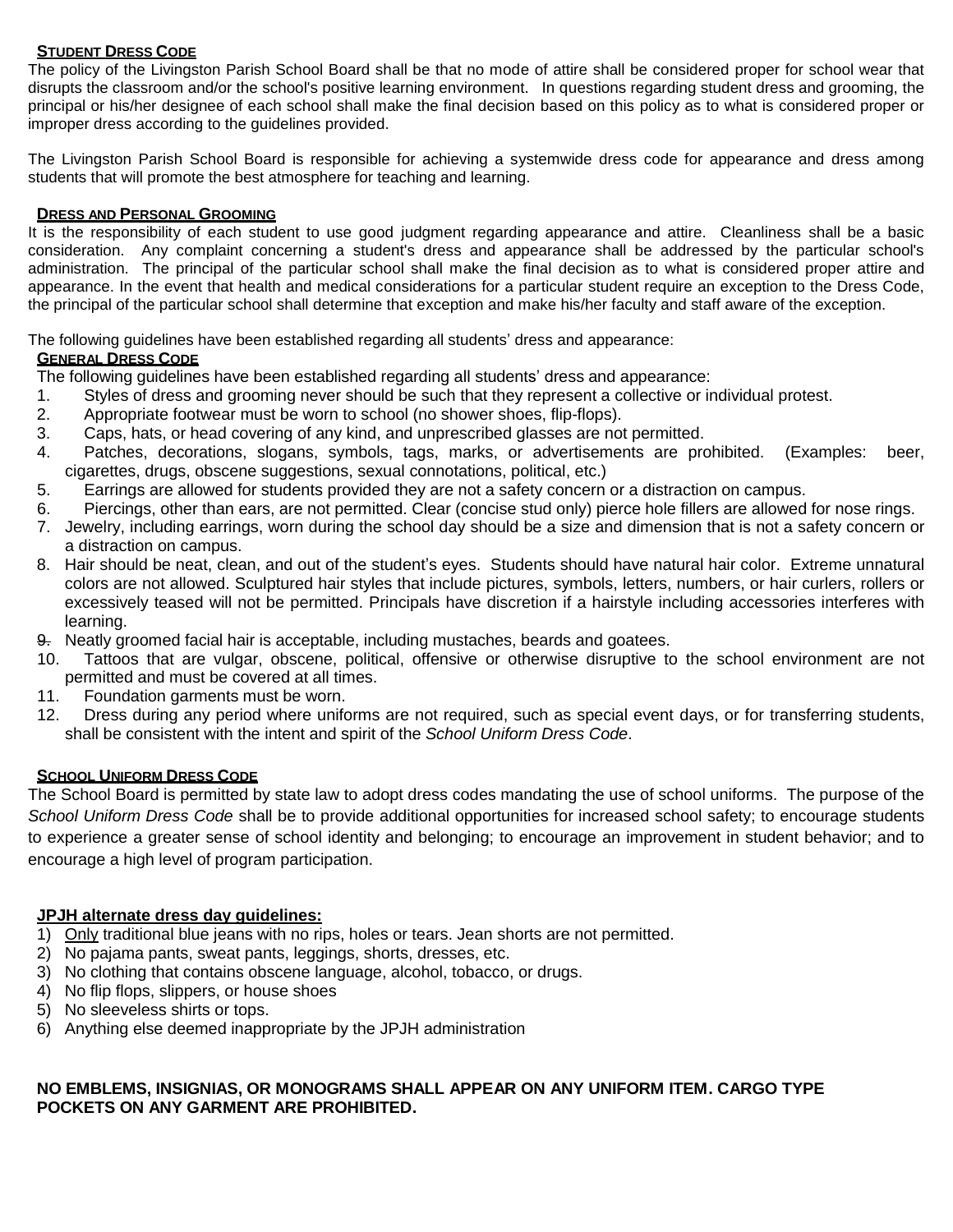## STUDENT DRESS CODE

The policy of the Livingston Parish School Board shall be that no mode of attire shall be considered proper for school wear that disrupts the classroom and/or the school's positive learning environment. In questions regarding student dress and grooming, the principal or his/her designee of each school shall make the final decision based on this policy as to what is considered proper or improper dress according to the guidelines provided.

The Livingston Parish School Board is responsible for achieving a systemwide dress code for appearance and dress among students that will promote the best atmosphere for teaching and learning.

## DRESS AND PERSONAL GROOMING

It is the responsibility of each student to use good judgment regarding appearance and attire. Cleanliness shall be a basic consideration. Any complaint concerning a student's dress and appearance shall be addressed by the particular school's administration. The principal of the particular school shall make the final decision as to what is considered proper attire and appearance. In the event that health and medical considerations for a particular student require an exception to the Dress Code, the principal of the particular school shall determine that exception and make his/her faculty and staff aware of the exception.

The following guidelines have been established regarding all students' dress and appearance:

### GENERAL DRESS CODE

The following guidelines have been established regarding all students' dress and appearance:

1. Styles of dress and grooming never should be such that they represent a collective or individual protest.
2. Appropriate footwear must be worn to school (no shower shoes, flip-flops).
3. Caps, hats, or head covering of any kind, and unprescribed glasses are not permitted.
4. Patches, decorations, slogans, symbols, tags, marks, or advertisements are prohibited. (Examples: beer, cigarettes, drugs, obscene suggestions, sexual connotations, political, etc.)
5. Earrings are allowed for students provided they are not a safety concern or a distraction on campus.
6. Piercings, other than ears, are not permitted. Clear (concise stud only) pierce hole fillers are allowed for nose rings.
7. Jewelry, including earrings, worn during the school day should be a size and dimension that is not a safety concern or a distraction on campus.
8. Hair should be neat, clean, and out of the student's eyes. Students should have natural hair color. Extreme unnatural colors are not allowed. Sculptured hair styles that include pictures, symbols, letters, numbers, or hair curlers, rollers or excessively teased will not be permitted. Principals have discretion if a hairstyle including accessories interferes with learning.
9. Neatly groomed facial hair is acceptable, including mustaches, beards and goatees.
10. Tattoos that are vulgar, obscene, political, offensive or otherwise disruptive to the school environment are not permitted and must be covered at all times.
11. Foundation garments must be worn.
12. Dress during any period where uniforms are not required, such as special event days, or for transferring students, shall be consistent with the intent and spirit of the *School Uniform Dress Code*.

### SCHOOL UNIFORM DRESS CODE

The School Board is permitted by state law to adopt dress codes mandating the use of school uniforms. The purpose of the *School Uniform Dress Code* shall be to provide additional opportunities for increased school safety; to encourage students to experience a greater sense of school identity and belonging; to encourage an improvement in student behavior; and to encourage a high level of program participation.

**JPJH alternate dress day guidelines:**

1) Only traditional blue jeans with no rips, holes or tears. Jean shorts are not permitted.
2) No pajama pants, sweat pants, leggings, shorts, dresses, etc.
3) No clothing that contains obscene language, alcohol, tobacco, or drugs.
4) No flip flops, slippers, or house shoes
5) No sleeveless shirts or tops.
6) Anything else deemed inappropriate by the JPJH administration

**NO EMBLEMS, INSIGNIAS, OR MONOGRAMS SHALL APPEAR ON ANY UNIFORM ITEM. CARGO TYPE POCKETS ON ANY GARMENT ARE PROHIBITED.**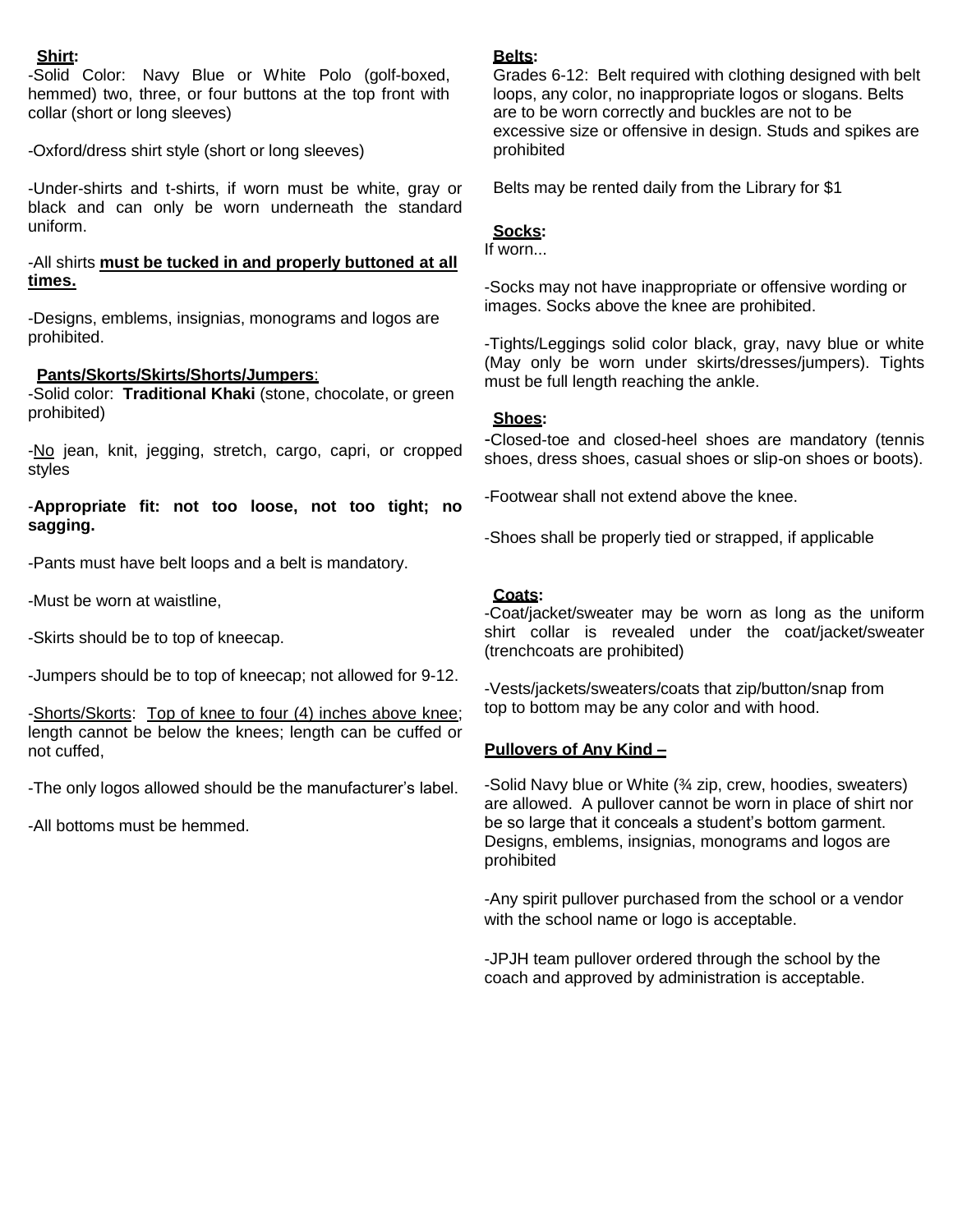**<u>Shirt</u>:**

-Solid Color: Navy Blue or White Polo (golf-boxed, hemmed) two, three, or four buttons at the top front with collar (short or long sleeves)

-Oxford/dress shirt style (short or long sleeves)

-Under-shirts and t-shirts, if worn must be white, gray or black and can only be worn underneath the standard uniform.

-All shirts **<u>must be tucked in and properly buttoned at all times.</u>**

-Designs, emblems, insignias, monograms and logos are prohibited.

**<u>Pants/Skorts/Skirts/Shorts/Jumpers</u>**:

-Solid color: **Traditional Khaki** (stone, chocolate, or green prohibited)

-<u>No</u> jean, knit, jegging, stretch, cargo, capri, or cropped styles

-**Appropriate fit: not too loose, not too tight; no sagging.**

-Pants must have belt loops and a belt is mandatory.

-Must be worn at waistline,

-Skirts should be to top of kneecap.

-Jumpers should be to top of kneecap; not allowed for 9-12.

-<u>Shorts/Skorts</u>: <u>Top of knee to four (4) inches above knee</u>; length cannot be below the knees; length can be cuffed or not cuffed,

-The only logos allowed should be the manufacturer's label.

-All bottoms must be hemmed.

**<u>Belts</u>:**

Grades 6-12: Belt required with clothing designed with belt loops, any color, no inappropriate logos or slogans. Belts are to be worn correctly and buckles are not to be excessive size or offensive in design. Studs and spikes are prohibited

Belts may be rented daily from the Library for $1

**<u>Socks</u>:**

If worn...

-Socks may not have inappropriate or offensive wording or images. Socks above the knee are prohibited.

-Tights/Leggings solid color black, gray, navy blue or white (May only be worn under skirts/dresses/jumpers). Tights must be full length reaching the ankle.

**<u>Shoes</u>:**

-Closed-toe and closed-heel shoes are mandatory (tennis shoes, dress shoes, casual shoes or slip-on shoes or boots).

-Footwear shall not extend above the knee.

-Shoes shall be properly tied or strapped, if applicable

**<u>Coats</u>:**

-Coat/jacket/sweater may be worn as long as the uniform shirt collar is revealed under the coat/jacket/sweater (trenchcoats are prohibited)

-Vests/jackets/sweaters/coats that zip/button/snap from top to bottom may be any color and with hood.

**<u>Pullovers of Any Kind –</u>**

-Solid Navy blue or White (¾ zip, crew, hoodies, sweaters) are allowed. A pullover cannot be worn in place of shirt nor be so large that it conceals a student's bottom garment. Designs, emblems, insignias, monograms and logos are prohibited

-Any spirit pullover purchased from the school or a vendor with the school name or logo is acceptable.

-JPJH team pullover ordered through the school by the coach and approved by administration is acceptable.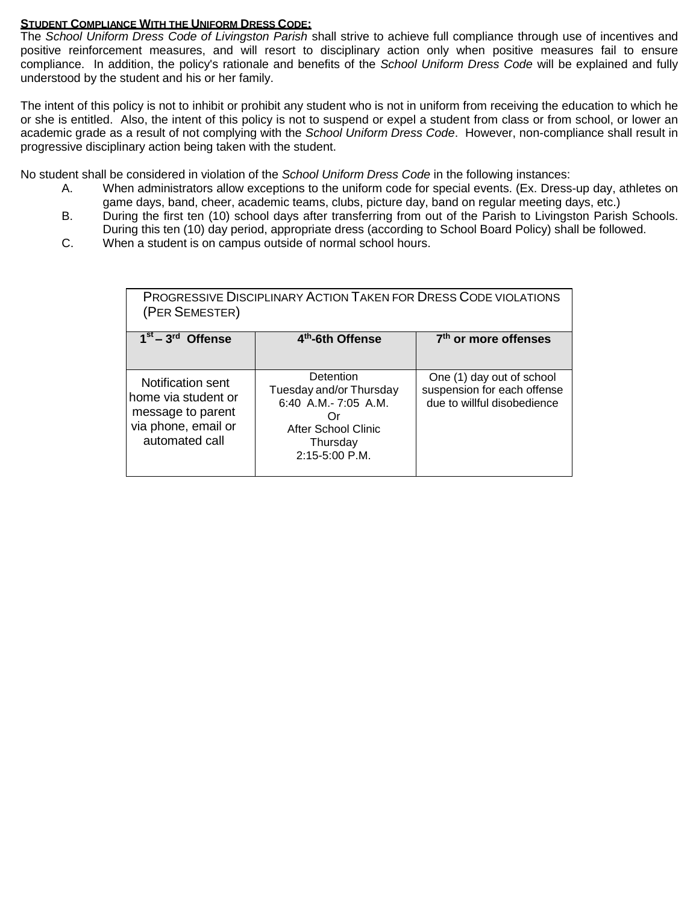**STUDENT COMPLIANCE WITH THE UNIFORM DRESS CODE:**

The *School Uniform Dress Code of Livingston Parish* shall strive to achieve full compliance through use of incentives and positive reinforcement measures, and will resort to disciplinary action only when positive measures fail to ensure compliance. In addition, the policy's rationale and benefits of the *School Uniform Dress Code* will be explained and fully understood by the student and his or her family.

The intent of this policy is not to inhibit or prohibit any student who is not in uniform from receiving the education to which he or she is entitled. Also, the intent of this policy is not to suspend or expel a student from class or from school, or lower an academic grade as a result of not complying with the *School Uniform Dress Code*. However, non-compliance shall result in progressive disciplinary action being taken with the student.

No student shall be considered in violation of the *School Uniform Dress Code* in the following instances:

A. When administrators allow exceptions to the uniform code for special events. (Ex. Dress-up day, athletes on game days, band, cheer, academic teams, clubs, picture day, band on regular meeting days, etc.)

B. During the first ten (10) school days after transferring from out of the Parish to Livingston Parish Schools. During this ten (10) day period, appropriate dress (according to School Board Policy) shall be followed.

C. When a student is on campus outside of normal school hours.

| PROGRESSIVE DISCIPLINARY ACTION TAKEN FOR DRESS CODE VIOLATIONS (PER SEMESTER) | | |
|---|---|---|
| **1st – 3rd Offense** | **4th-6th Offense** | **7th or more offenses** |
| Notification sent home via student or message to parent via phone, email or automated call | Detention Tuesday and/or Thursday 6:40 A.M.- 7:05 A.M. Or After School Clinic Thursday 2:15-5:00 P.M. | One (1) day out of school suspension for each offense due to willful disobedience |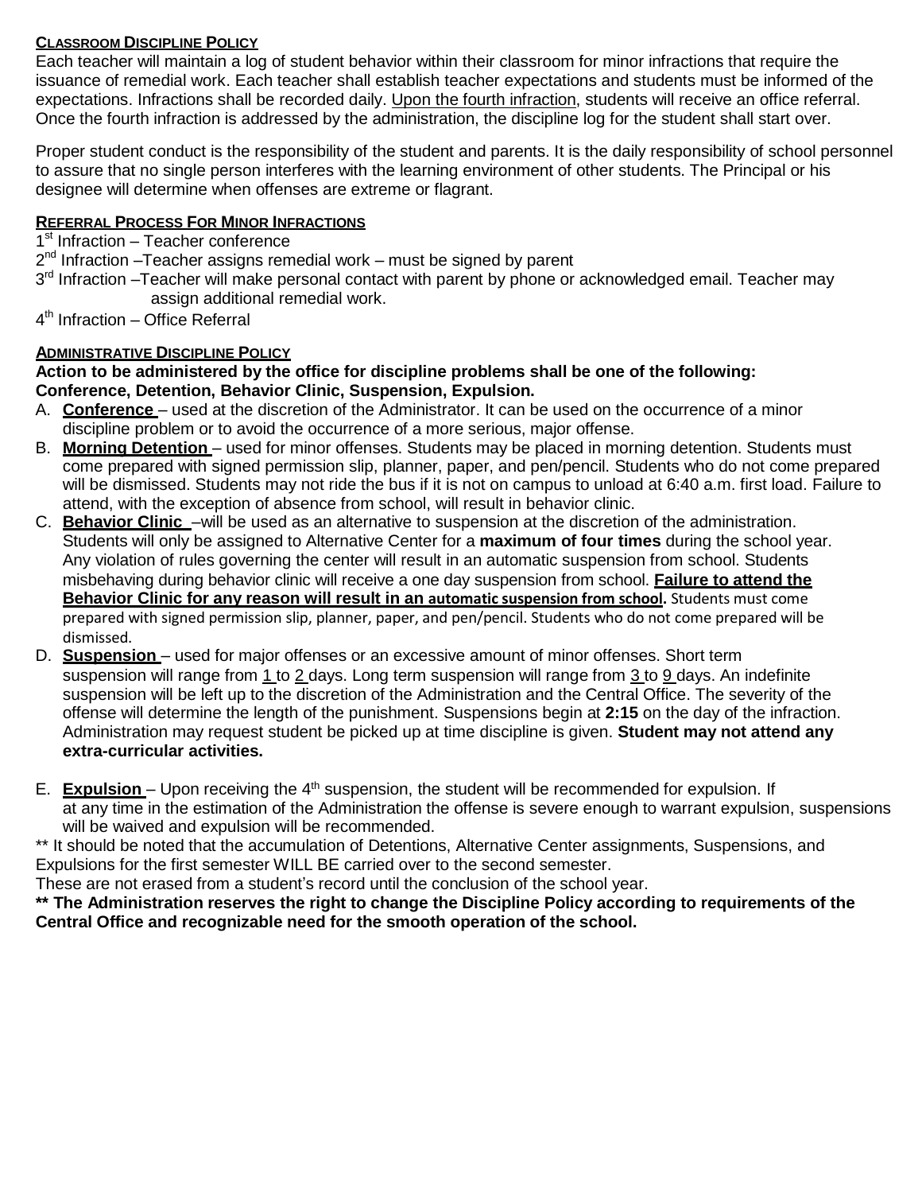## Classroom Discipline Policy

Each teacher will maintain a log of student behavior within their classroom for minor infractions that require the issuance of remedial work. Each teacher shall establish teacher expectations and students must be informed of the expectations. Infractions shall be recorded daily. Upon the fourth infraction, students will receive an office referral. Once the fourth infraction is addressed by the administration, the discipline log for the student shall start over.

Proper student conduct is the responsibility of the student and parents. It is the daily responsibility of school personnel to assure that no single person interferes with the learning environment of other students. The Principal or his designee will determine when offenses are extreme or flagrant.

## Referral Process For Minor Infractions

1st Infraction – Teacher conference
2nd Infraction –Teacher assigns remedial work – must be signed by parent
3rd Infraction –Teacher will make personal contact with parent by phone or acknowledged email. Teacher may assign additional remedial work.
4th Infraction – Office Referral

## Administrative Discipline Policy

**Action to be administered by the office for discipline problems shall be one of the following: Conference, Detention, Behavior Clinic, Suspension, Expulsion.**

A. **Conference** – used at the discretion of the Administrator. It can be used on the occurrence of a minor discipline problem or to avoid the occurrence of a more serious, major offense.

B. **Morning Detention** – used for minor offenses. Students may be placed in morning detention. Students must come prepared with signed permission slip, planner, paper, and pen/pencil. Students who do not come prepared will be dismissed. Students may not ride the bus if it is not on campus to unload at 6:40 a.m. first load. Failure to attend, with the exception of absence from school, will result in behavior clinic.

C. **Behavior Clinic** –will be used as an alternative to suspension at the discretion of the administration. Students will only be assigned to Alternative Center for a **maximum of four times** during the school year. Any violation of rules governing the center will result in an automatic suspension from school. Students misbehaving during behavior clinic will receive a one day suspension from school. **Failure to attend the Behavior Clinic for any reason will result in an automatic suspension from school.** Students must come prepared with signed permission slip, planner, paper, and pen/pencil. Students who do not come prepared will be dismissed.

D. **Suspension** – used for major offenses or an excessive amount of minor offenses. Short term suspension will range from 1 to 2 days. Long term suspension will range from 3 to 9 days. An indefinite suspension will be left up to the discretion of the Administration and the Central Office. The severity of the offense will determine the length of the punishment. Suspensions begin at **2:15** on the day of the infraction. Administration may request student be picked up at time discipline is given. **Student may not attend any extra-curricular activities.**

E. **Expulsion** – Upon receiving the 4th suspension, the student will be recommended for expulsion. If at any time in the estimation of the Administration the offense is severe enough to warrant expulsion, suspensions will be waived and expulsion will be recommended.

** It should be noted that the accumulation of Detentions, Alternative Center assignments, Suspensions, and Expulsions for the first semester WILL BE carried over to the second semester.
These are not erased from a student's record until the conclusion of the school year.

**** The Administration reserves the right to change the Discipline Policy according to requirements of the Central Office and recognizable need for the smooth operation of the school.**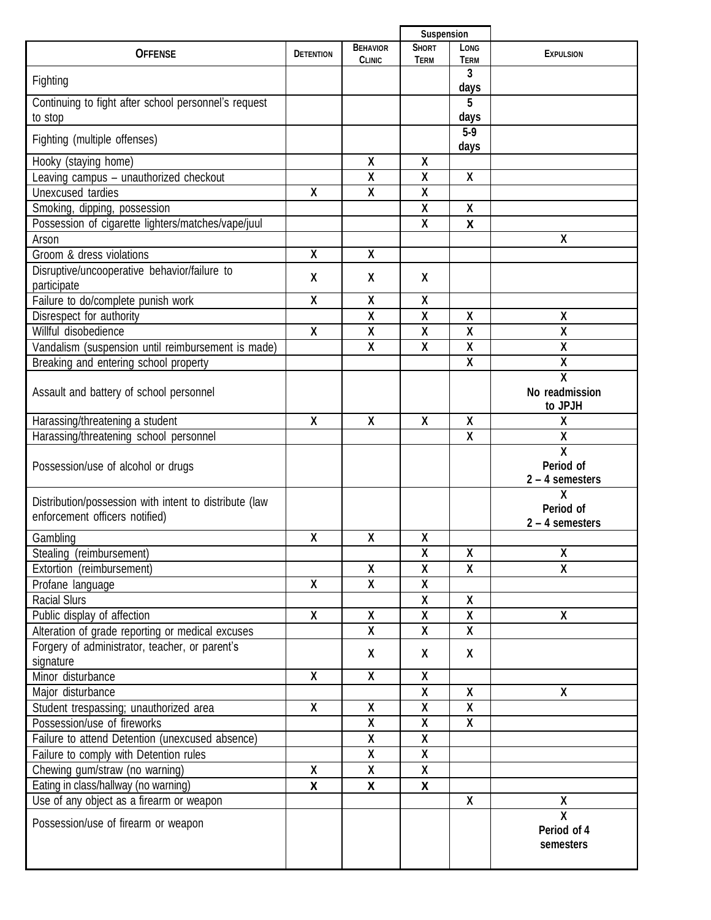| OFFENSE | DETENTION | BEHAVIOR CLINIC | Suspension | | EXPULSION |
|---|---|---|---|---|---|
| | | | SHORT TERM | LONG TERM | |
| Fighting | | | | 3 days | |
| Continuing to fight after school personnel's request to stop | | | | 5 days | |
| Fighting (multiple offenses) | | | | 5-9 days | |
| Hooky (staying home) | | X | X | | |
| Leaving campus – unauthorized checkout | | X | X | X | |
| Unexcused tardies | X | X | X | | |
| Smoking, dipping, possession | | | X | X | |
| Possession of cigarette lighters/matches/vape/juul | | | X | X | |
| Arson | | | | | X |
| Groom & dress violations | X | X | | | |
| Disruptive/uncooperative behavior/failure to participate | X | X | X | | |
| Failure to do/complete punish work | X | X | X | | |
| Disrespect for authority | | X | X | X | X |
| Willful disobedience | X | X | X | X | X |
| Vandalism (suspension until reimbursement is made) | | X | X | X | X |
| Breaking and entering school property | | | | X | X |
| Assault and battery of school personnel | | | | | X No readmission to JPJH |
| Harassing/threatening a student | X | X | X | X | X |
| Harassing/threatening school personnel | | | | X | X |
| Possession/use of alcohol or drugs | | | | | X Period of 2 – 4 semesters |
| Distribution/possession with intent to distribute (law enforcement officers notified) | | | | | X Period of 2 – 4 semesters |
| Gambling | X | X | X | | |
| Stealing (reimbursement) | | | X | X | X |
| Extortion (reimbursement) | | X | X | X | X |
| Profane language | X | X | X | | |
| Racial Slurs | | | X | X | |
| Public display of affection | X | X | X | X | X |
| Alteration of grade reporting or medical excuses | | X | X | X | |
| Forgery of administrator, teacher, or parent's signature | | X | X | X | |
| Minor disturbance | X | X | X | | |
| Major disturbance | | | X | X | X |
| Student trespassing; unauthorized area | X | X | X | X | |
| Possession/use of fireworks | | X | X | X | |
| Failure to attend Detention (unexcused absence) | | X | X | | |
| Failure to comply with Detention rules | | X | X | | |
| Chewing gum/straw (no warning) | X | X | X | | |
| Eating in class/hallway (no warning) | X | X | X | | |
| Use of any object as a firearm or weapon | | | | X | X |
| Possession/use of firearm or weapon | | | | | X Period of 4 semesters |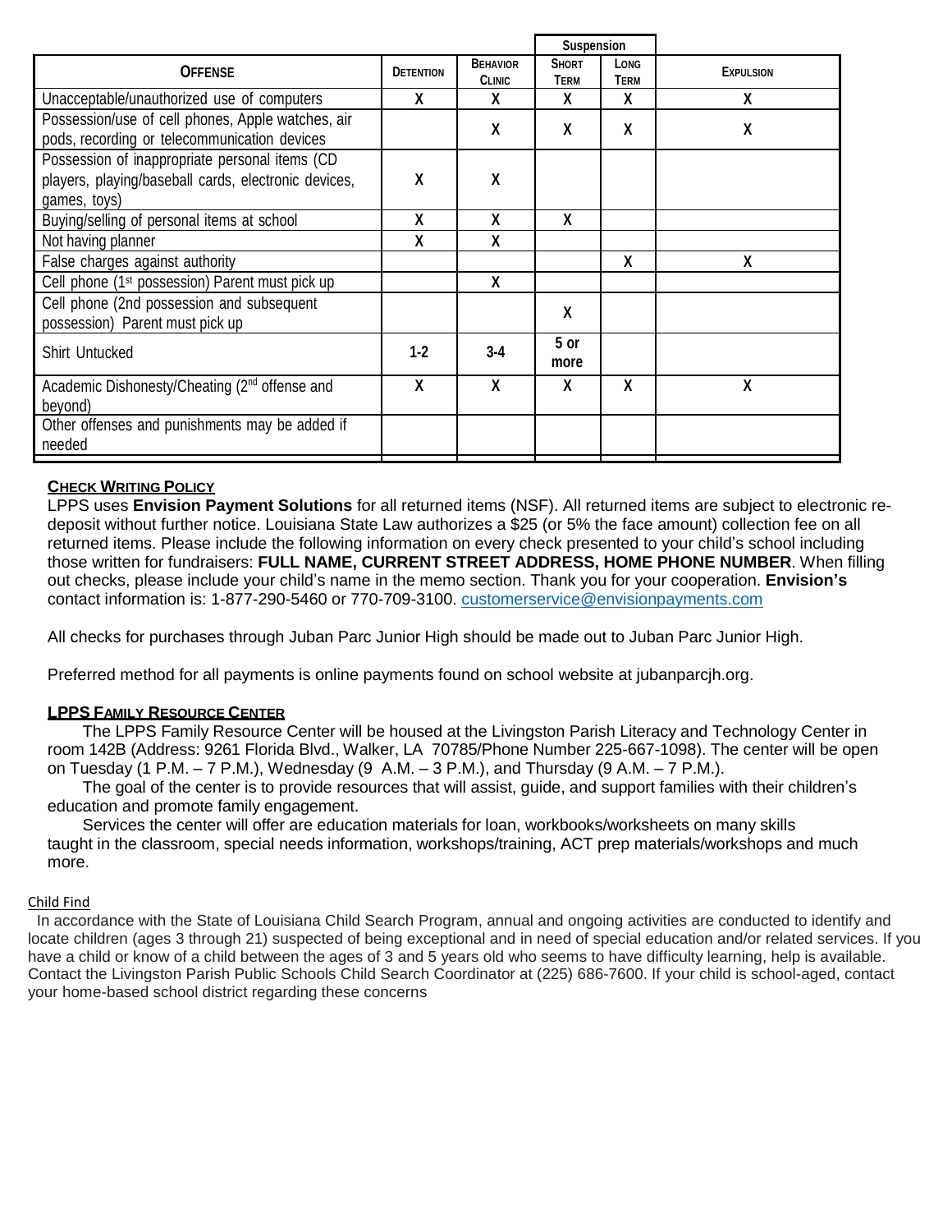| Offense | Detention | Behavior Clinic | Suspension Short Term | Suspension Long Term | Expulsion |
|---|---|---|---|---|---|
| Unacceptable/unauthorized use of computers | X | X | X | X | X |
| Possession/use of cell phones, Apple watches, air pods, recording or telecommunication devices | | X | X | X | X |
| Possession of inappropriate personal items (CD players, playing/baseball cards, electronic devices, games, toys) | X | X | | | |
| Buying/selling of personal items at school | X | X | X | | |
| Not having planner | X | X | | | |
| False charges against authority | | | | X | X |
| Cell phone (1st possession) Parent must pick up | | X | | | |
| Cell phone (2nd possession and subsequent possession) Parent must pick up | | | X | | |
| Shirt Untucked | 1-2 | 3-4 | 5 or more | | |
| Academic Dishonesty/Cheating (2nd offense and beyond) | X | X | X | X | X |
| Other offenses and punishments may be added if needed | | | | | |

**CHECK WRITING POLICY**

LPPS uses **Envision Payment Solutions** for all returned items (NSF). All returned items are subject to electronic re-deposit without further notice. Louisiana State Law authorizes a $25 (or 5% the face amount) collection fee on all returned items. Please include the following information on every check presented to your child's school including those written for fundraisers: **FULL NAME, CURRENT STREET ADDRESS, HOME PHONE NUMBER**. When filling out checks, please include your child's name in the memo section. Thank you for your cooperation. **Envision's** contact information is: 1-877-290-5460 or 770-709-3100. customerservice@envisionpayments.com

All checks for purchases through Juban Parc Junior High should be made out to Juban Parc Junior High.

Preferred method for all payments is online payments found on school website at jubanparcjh.org.

**LPPS FAMILY RESOURCE CENTER**

The LPPS Family Resource Center will be housed at the Livingston Parish Literacy and Technology Center in room 142B (Address: 9261 Florida Blvd., Walker, LA 70785/Phone Number 225-667-1098). The center will be open on Tuesday (1 P.M. – 7 P.M.), Wednesday (9 A.M. – 3 P.M.), and Thursday (9 A.M. – 7 P.M.).

The goal of the center is to provide resources that will assist, guide, and support families with their children's education and promote family engagement.

Services the center will offer are education materials for loan, workbooks/worksheets on many skills taught in the classroom, special needs information, workshops/training, ACT prep materials/workshops and much more.

Child Find

In accordance with the State of Louisiana Child Search Program, annual and ongoing activities are conducted to identify and locate children (ages 3 through 21) suspected of being exceptional and in need of special education and/or related services. If you have a child or know of a child between the ages of 3 and 5 years old who seems to have difficulty learning, help is available. Contact the Livingston Parish Public Schools Child Search Coordinator at (225) 686-7600. If your child is school-aged, contact your home-based school district regarding these concerns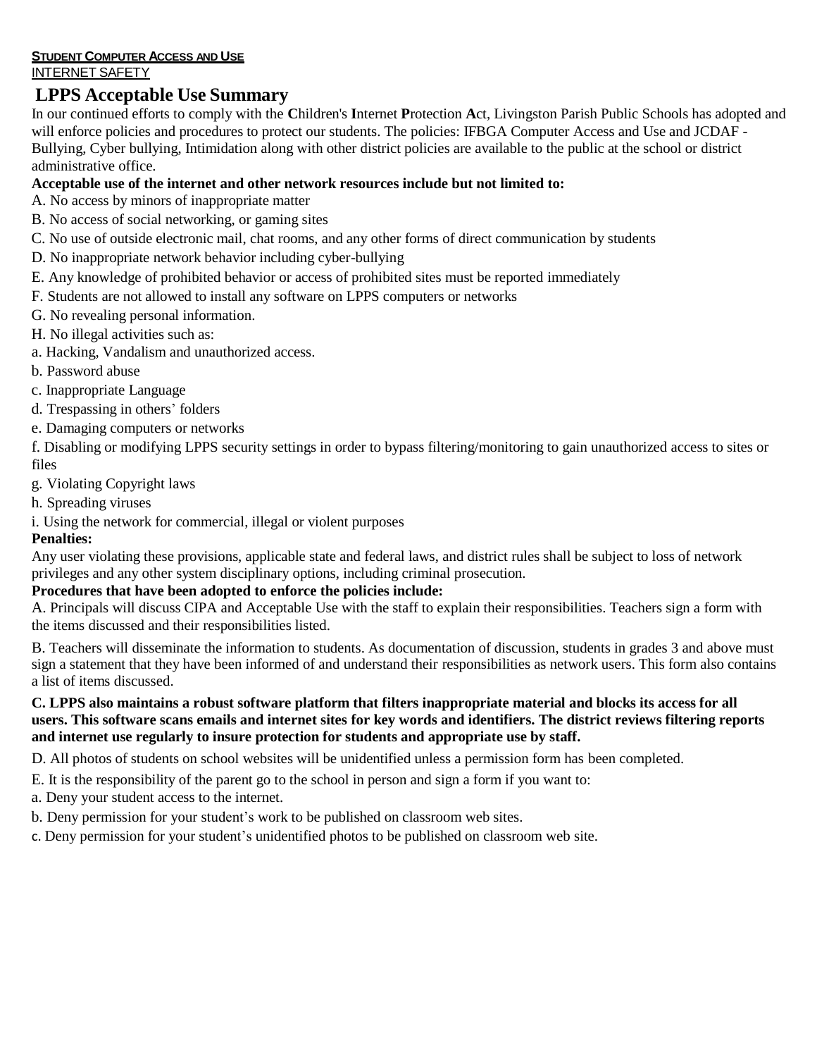**STUDENT COMPUTER ACCESS AND USE**

INTERNET SAFETY

## LPPS Acceptable Use Summary

In our continued efforts to comply with the **C**hildren's **I**nternet **P**rotection **A**ct, Livingston Parish Public Schools has adopted and will enforce policies and procedures to protect our students. The policies: IFBGA Computer Access and Use and JCDAF - Bullying, Cyber bullying, Intimidation along with other district policies are available to the public at the school or district administrative office.

**Acceptable use of the internet and other network resources include but not limited to:**

A. No access by minors of inappropriate matter

B. No access of social networking, or gaming sites

C. No use of outside electronic mail, chat rooms, and any other forms of direct communication by students

D. No inappropriate network behavior including cyber-bullying

E. Any knowledge of prohibited behavior or access of prohibited sites must be reported immediately

F. Students are not allowed to install any software on LPPS computers or networks

G. No revealing personal information.

H. No illegal activities such as:

a. Hacking, Vandalism and unauthorized access.

b. Password abuse

c. Inappropriate Language

d. Trespassing in others' folders

e. Damaging computers or networks

f. Disabling or modifying LPPS security settings in order to bypass filtering/monitoring to gain unauthorized access to sites or files

g. Violating Copyright laws

h. Spreading viruses

i. Using the network for commercial, illegal or violent purposes

**Penalties:**

Any user violating these provisions, applicable state and federal laws, and district rules shall be subject to loss of network privileges and any other system disciplinary options, including criminal prosecution.

**Procedures that have been adopted to enforce the policies include:**

A. Principals will discuss CIPA and Acceptable Use with the staff to explain their responsibilities. Teachers sign a form with the items discussed and their responsibilities listed.

B. Teachers will disseminate the information to students. As documentation of discussion, students in grades 3 and above must sign a statement that they have been informed of and understand their responsibilities as network users. This form also contains a list of items discussed.

**C. LPPS also maintains a robust software platform that filters inappropriate material and blocks its access for all users. This software scans emails and internet sites for key words and identifiers. The district reviews filtering reports and internet use regularly to insure protection for students and appropriate use by staff.**

D. All photos of students on school websites will be unidentified unless a permission form has been completed.

E. It is the responsibility of the parent go to the school in person and sign a form if you want to:

a. Deny your student access to the internet.

b. Deny permission for your student's work to be published on classroom web sites.

c. Deny permission for your student's unidentified photos to be published on classroom web site.